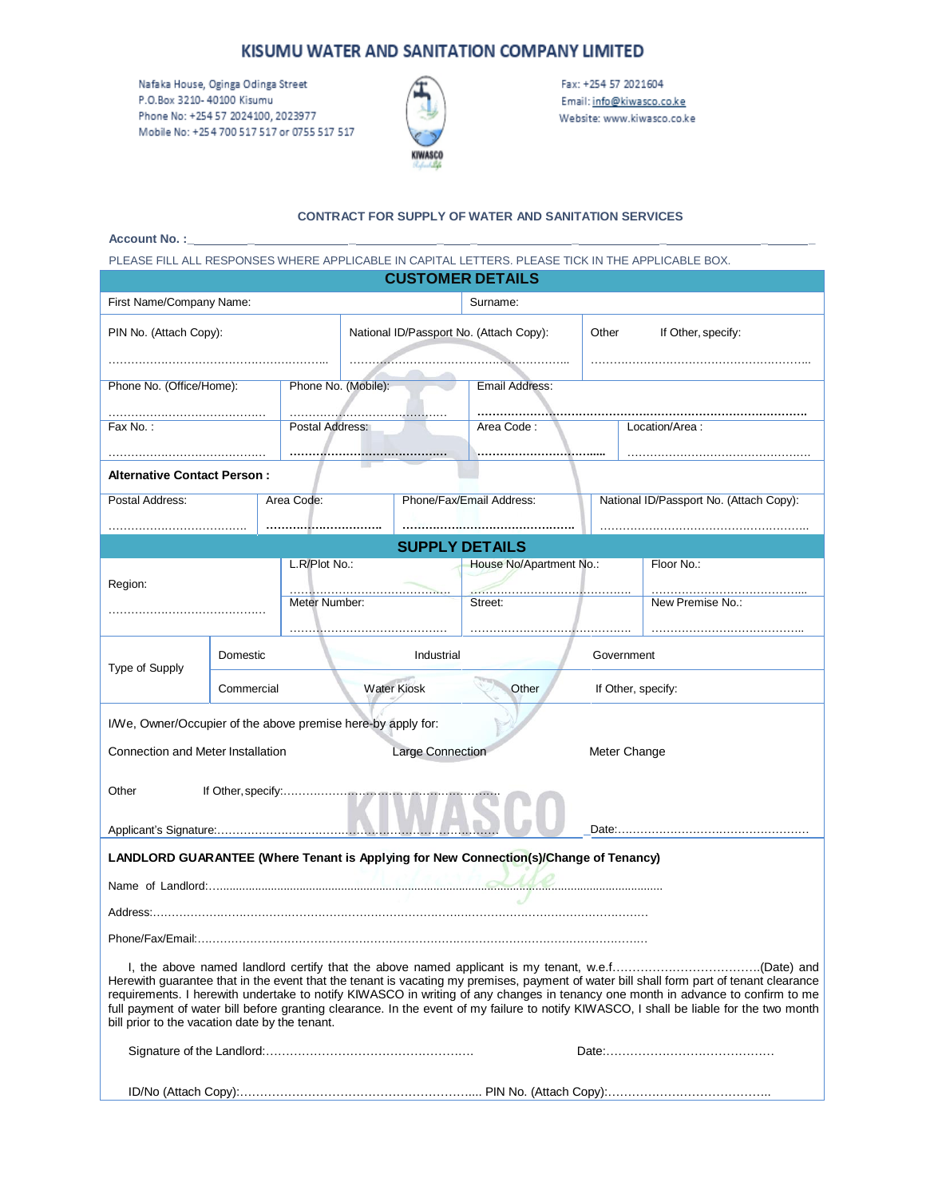# KISUMU WATER AND SANITATION COMPANY LIMITED

Nafaka House, Oginga Odinga Street
P.O.Box 3210- 40100 Kisumu
Phone No: +254 57 2024100, 2023977
Mobile No: +254 700 517 517 or 0755 517 517

Fax: +254 57 2021604
Email: info@kiwasco.co.ke
Website: www.kiwasco.co.ke

## CONTRACT FOR SUPPLY OF WATER AND SANITATION SERVICES

**Account No. :**_______________________________________________

PLEASE FILL ALL RESPONSES WHERE APPLICABLE IN CAPITAL LETTERS. PLEASE TICK IN THE APPLICABLE BOX.

### CUSTOMER DETAILS

| First Name/Company Name: | | | Surname: | |
|---|---|---|---|---|
| PIN No. (Attach Copy): ……………………………… | National ID/Passport No. (Attach Copy): ……………………………… | | Other | If Other, specify: ……………………………… |
| Phone No. (Office/Home): ……………………………… | Phone No. (Mobile): ……………………………… | Email Address: ……………………………… | | |
| Fax No. : ……………………………… | Postal Address: ……………………………… | Area Code : ……………………………… | Location/Area : ……………………………… | |

**Alternative Contact Person :**

| Postal Address: ……………………………… | Area Code: ……………………………… | Phone/Fax/Email Address: ……………………………… | National ID/Passport No. (Attach Copy): ……………………………… |
|---|---|---|---|

### SUPPLY DETAILS

| Region: ……………………………… | L.R/Plot No.: ……………………………… | House No/Apartment No.: ……………………………… | Floor No.: ……………………………… |
|---|---|---|---|
| | Meter Number: ……………………………… | Street: ……………………………… | New Premise No.: ……………………………… |

| Type of Supply | Domestic | Industrial | | Government |
|---|---|---|---|---|
| | Commercial | Water Kiosk | Other | If Other, specify: |

I/We, Owner/Occupier of the above premise here-by apply for:

Connection and Meter Installation Large Connection Meter Change

Other If Other, specify:………………………………………………

Applicant's Signature:……………………………………………………… Date:……………………………………………

**LANDLORD GUARANTEE (Where Tenant is Applying for New Connection(s)/Change of Tenancy)**

Name of Landlord:………………………………………………………………………………………

Address:……………………………………………………………………………………………………

Phone/Fax/Email:…………………………………………………………………………………………

I, the above named landlord certify that the above named applicant is my tenant, w.e.f……………………………….(Date) and Herewith guarantee that in the event that the tenant is vacating my premises, payment of water bill shall form part of tenant clearance requirements. I herewith undertake to notify KIWASCO in writing of any changes in tenancy one month in advance to confirm to me full payment of water bill before granting clearance. In the event of my failure to notify KIWASCO, I shall be liable for the two month bill prior to the vacation date by the tenant.

Signature of the Landlord:……………………………………………… Date:……………………………………

ID/No (Attach Copy):…………………………………………………….. PIN No. (Attach Copy):…………………………………..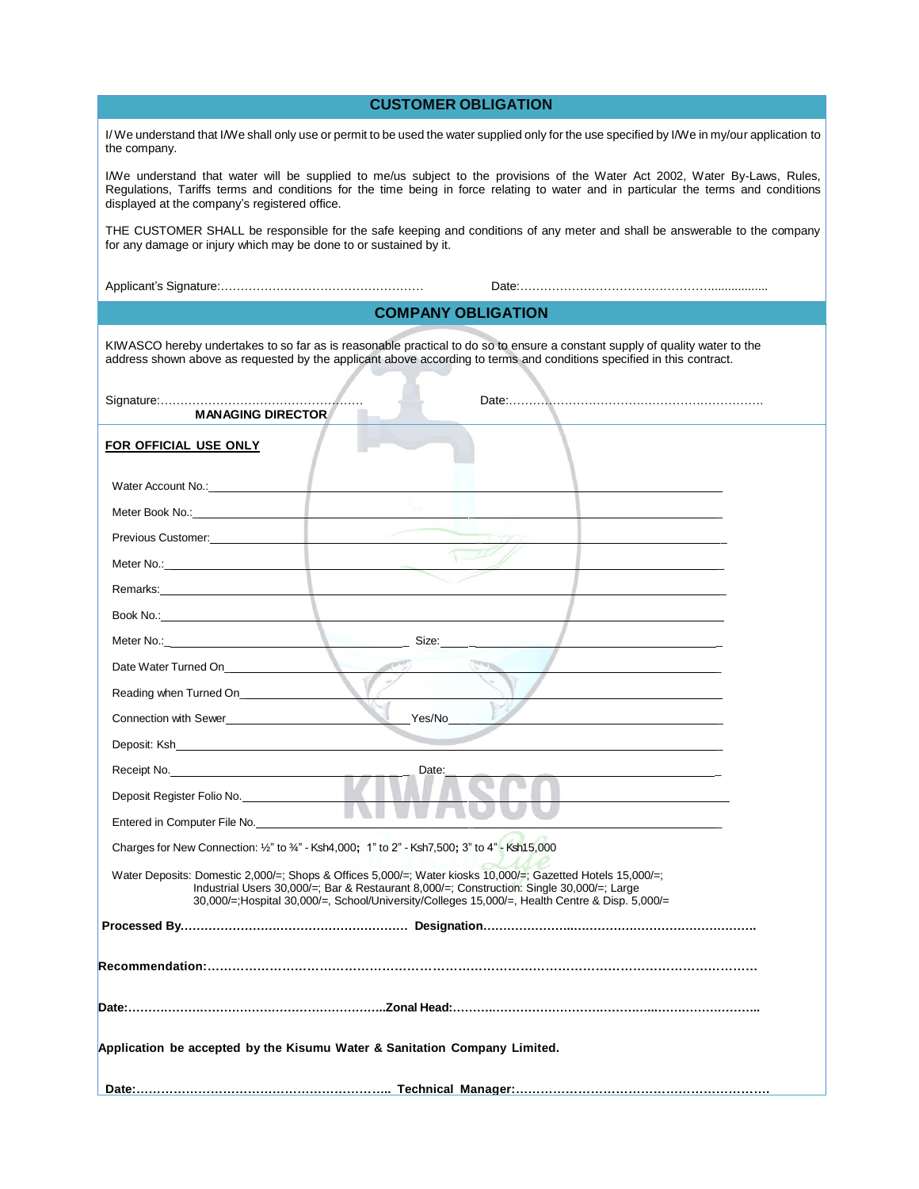## CUSTOMER OBLIGATION

I/ We understand that I/We shall only use or permit to be used the water supplied only for the use specified by I/We in my/our application to the company.

I/We understand that water will be supplied to me/us subject to the provisions of the Water Act 2002, Water By-Laws, Rules, Regulations, Tariffs terms and conditions for the time being in force relating to water and in particular the terms and conditions displayed at the company's registered office.

THE CUSTOMER SHALL be responsible for the safe keeping and conditions of any meter and shall be answerable to the company for any damage or injury which may be done to or sustained by it.

Applicant's Signature:…………………………………………… Date:……………………………………………................

## COMPANY OBLIGATION

KIWASCO hereby undertakes to so far as is reasonable practical to do so to ensure a constant supply of quality water to the address shown above as requested by the applicant above according to terms and conditions specified in this contract.

Signature:…………………………………………… Date:………………………………………………………

**MANAGING DIRECTOR**

**FOR OFFICIAL USE ONLY**

Water Account No.:______________________________________________

Meter Book No.:______________________________________________

Previous Customer:______________________________________________

Meter No.:______________________________________________

Remarks:______________________________________________

Book No.:______________________________________________

Meter No.:______________________ Size:______________________

Date Water Turned On______________________________________________

Reading when Turned On______________________________________________

Connection with Sewer______________________ Yes/No______________________

Deposit: Ksh______________________________________________

Receipt No.______________________ Date:______________________

Deposit Register Folio No.______________________________________________

Entered in Computer File No.______________________________________________

Charges for New Connection: ½" to ¾" - Ksh4,000; 1" to 2" - Ksh7,500; 3" to 4" - Ksh15,000

Water Deposits: Domestic 2,000/=; Shops & Offices 5,000/=; Water kiosks 10,000/=; Gazetted Hotels 15,000/=; Industrial Users 30,000/=; Bar & Restaurant 8,000/=; Construction: Single 30,000/=; Large 30,000/=;Hospital 30,000/=, School/University/Colleges 15,000/=, Health Centre & Disp. 5,000/=

**Processed By………………………………………………… Designation…………………………………………………………….**

**Recommendation:……………………………………………………………………………………………………………**

**Date:……………………………………………………….Zonal Head:……………………………………………………………..**

**Application be accepted by the Kisumu Water & Sanitation Company Limited.**

**Date:…………………………………………………….. Technical Manager:……………………………………………………**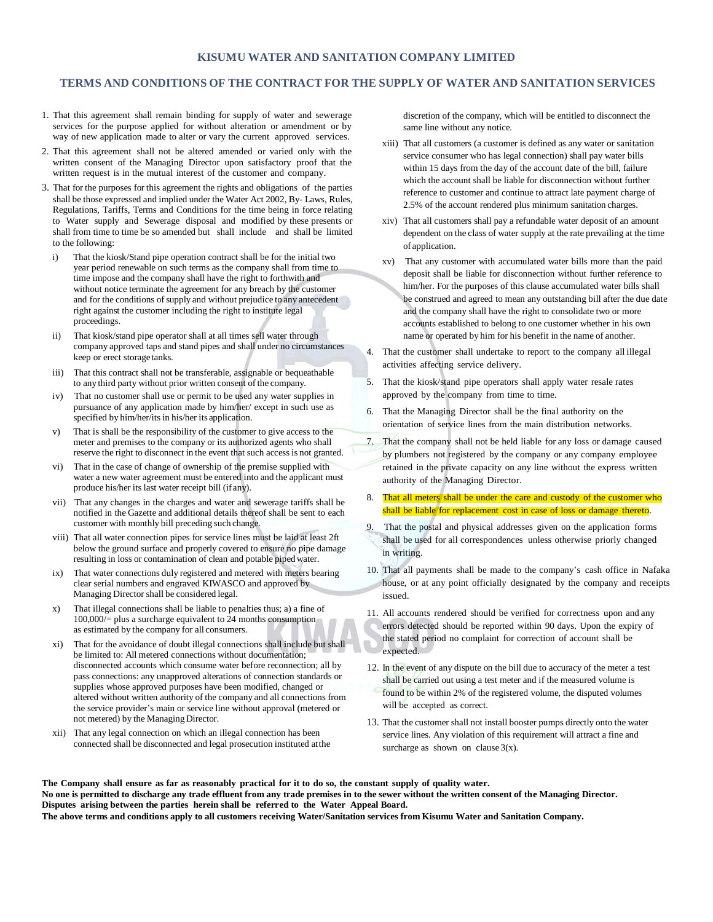## KISUMU WATER AND SANITATION COMPANY LIMITED

## TERMS AND CONDITIONS OF THE CONTRACT FOR THE SUPPLY OF WATER AND SANITATION SERVICES

1. That this agreement shall remain binding for supply of water and sewerage services for the purpose applied for without alteration or amendment or by way of new application made to alter or vary the current approved services.
2. That this agreement shall not be altered amended or varied only with the written consent of the Managing Director upon satisfactory proof that the written request is in the mutual interest of the customer and company.
3. That for the purposes for this agreement the rights and obligations of the parties shall be those expressed and implied under the Water Act 2002, By- Laws, Rules, Regulations, Tariffs, Terms and Conditions for the time being in force relating to Water supply and Sewerage disposal and modified by these presents or shall from time to time be so amended but shall include and shall be limited to the following:
   - i) That the kiosk/Stand pipe operation contract shall be for the initial two year period renewable on such terms as the company shall from time to time impose and the company shall have the right to forthwith and without notice terminate the agreement for any breach by the customer and for the conditions of supply and without prejudice to any antecedent right against the customer including the right to institute legal proceedings.
   - ii) That kiosk/stand pipe operator shall at all times sell water through company approved taps and stand pipes and shall under no circumstances keep or erect storage tanks.
   - iii) That this contract shall not be transferable, assignable or bequeathable to any third party without prior written consent of the company.
   - iv) That no customer shall use or permit to be used any water supplies in pursuance of any application made by him/her/ except in such use as specified by him/her/its in his/her its application.
   - v) That is shall be the responsibility of the customer to give access to the meter and premises to the company or its authorized agents who shall reserve the right to disconnect in the event that such access is not granted.
   - vi) That in the case of change of ownership of the premise supplied with water a new water agreement must be entered into and the applicant must produce his/her its last water receipt bill (if any).
   - vii) That any changes in the charges and water and sewerage tariffs shall be notified in the Gazette and additional details thereof shall be sent to each customer with monthly bill preceding such change.
   - viii) That all water connection pipes for service lines must be laid at least 2ft below the ground surface and properly covered to ensure no pipe damage resulting in loss or contamination of clean and potable piped water.
   - ix) That water connections duly registered and metered with meters bearing clear serial numbers and engraved KIWASCO and approved by Managing Director shall be considered legal.
   - x) That illegal connections shall be liable to penalties thus; a) a fine of 100,000/= plus a surcharge equivalent to 24 months consumption as estimated by the company for all consumers.
   - xi) That for the avoidance of doubt illegal connections shall include but shall be limited to: All metered connections without documentation; disconnected accounts which consume water before reconnection; all by pass connections: any unapproved alterations of connection standards or supplies whose approved purposes have been modified, changed or altered without written authority of the company and all connections from the service provider's main or service line without approval (metered or not metered) by the Managing Director.
   - xii) That any legal connection on which an illegal connection has been connected shall be disconnected and legal prosecution instituted at the discretion of the company, which will be entitled to disconnect the same line without any notice.
   - xiii) That all customers (a customer is defined as any water or sanitation service consumer who has legal connection) shall pay water bills within 15 days from the day of the account date of the bill, failure which the account shall be liable for disconnection without further reference to customer and continue to attract late payment charge of 2.5% of the account rendered plus minimum sanitation charges.
   - xiv) That all customers shall pay a refundable water deposit of an amount dependent on the class of water supply at the rate prevailing at the time of application.
   - xv) That any customer with accumulated water bills more than the paid deposit shall be liable for disconnection without further reference to him/her. For the purposes of this clause accumulated water bills shall be construed and agreed to mean any outstanding bill after the due date and the company shall have the right to consolidate two or more accounts established to belong to one customer whether in his own name or operated by him for his benefit in the name of another.
4. That the customer shall undertake to report to the company all illegal activities affecting service delivery.
5. That the kiosk/stand pipe operators shall apply water resale rates approved by the company from time to time.
6. That the Managing Director shall be the final authority on the orientation of service lines from the main distribution networks.
7. That the company shall not be held liable for any loss or damage caused by plumbers not registered by the company or any company employee retained in the private capacity on any line without the express written authority of the Managing Director.
8. That all meters shall be under the care and custody of the customer who shall be liable for replacement cost in case of loss or damage thereto.
9. That the postal and physical addresses given on the application forms shall be used for all correspondences unless otherwise priorly changed in writing.
10. That all payments shall be made to the company's cash office in Nafaka house, or at any point officially designated by the company and receipts issued.
11. All accounts rendered should be verified for correctness upon and any errors detected should be reported within 90 days. Upon the expiry of the stated period no complaint for correction of account shall be expected.
12. In the event of any dispute on the bill due to accuracy of the meter a test shall be carried out using a test meter and if the measured volume is found to be within 2% of the registered volume, the disputed volumes will be accepted as correct.
13. That the customer shall not install booster pumps directly onto the water service lines. Any violation of this requirement will attract a fine and surcharge as shown on clause 3(x).

**The Company shall ensure as far as reasonably practical for it to do so, the constant supply of quality water.**
**No one is permitted to discharge any trade effluent from any trade premises in to the sewer without the written consent of the Managing Director.**
**Disputes arising between the parties herein shall be referred to the Water Appeal Board.**
**The above terms and conditions apply to all customers receiving Water/Sanitation services from Kisumu Water and Sanitation Company.**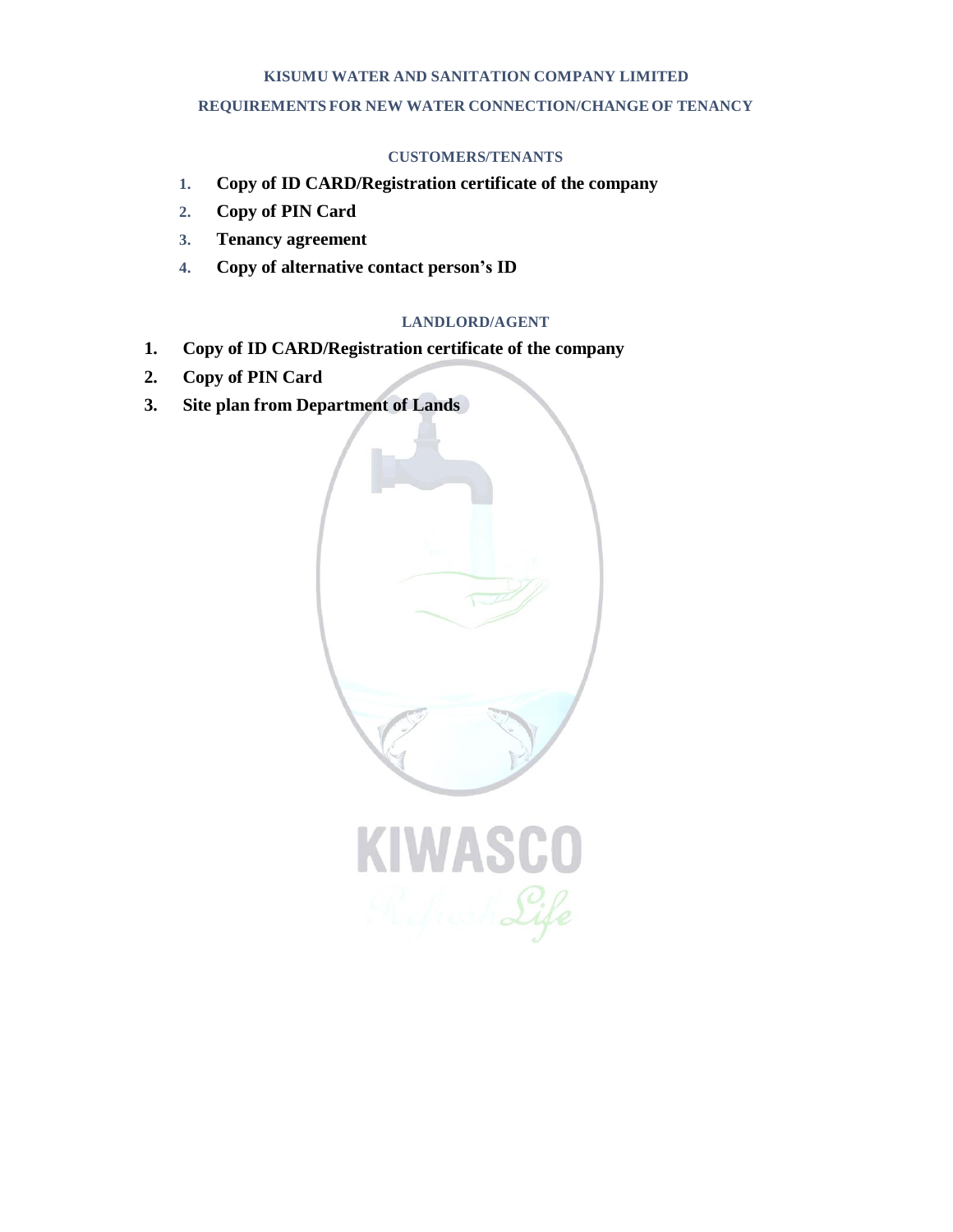**KISUMU WATER AND SANITATION COMPANY LIMITED**

**REQUIREMENTS FOR NEW WATER CONNECTION/CHANGE OF TENANCY**

**CUSTOMERS/TENANTS**

1. **Copy of ID CARD/Registration certificate of the company**
2. **Copy of PIN Card**
3. **Tenancy agreement**
4. **Copy of alternative contact person's ID**

**LANDLORD/AGENT**

1. **Copy of ID CARD/Registration certificate of the company**
2. **Copy of PIN Card**
3. **Site plan from Department of Lands**